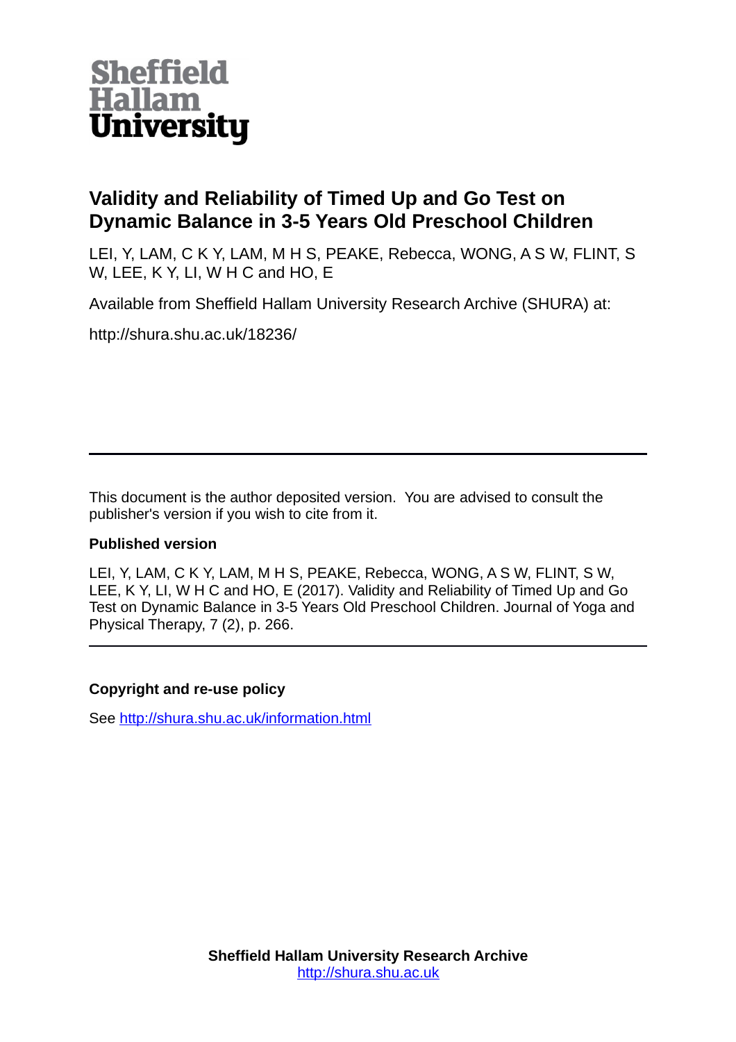Sheffield Hallam University

# Validity and Reliability of Timed Up and Go Test on Dynamic Balance in 3-5 Years Old Preschool Children

LEI, Y, LAM, C K Y, LAM, M H S, PEAKE, Rebecca, WONG, A S W, FLINT, S W, LEE, K Y, LI, W H C and HO, E

Available from Sheffield Hallam University Research Archive (SHURA) at:

http://shura.shu.ac.uk/18236/

---

This document is the author deposited version. You are advised to consult the publisher's version if you wish to cite from it.

**Published version**

LEI, Y, LAM, C K Y, LAM, M H S, PEAKE, Rebecca, WONG, A S W, FLINT, S W, LEE, K Y, LI, W H C and HO, E (2017). Validity and Reliability of Timed Up and Go Test on Dynamic Balance in 3-5 Years Old Preschool Children. Journal of Yoga and Physical Therapy, 7 (2), p. 266.

---

**Copyright and re-use policy**

See http://shura.shu.ac.uk/information.html

**Sheffield Hallam University Research Archive**
http://shura.shu.ac.uk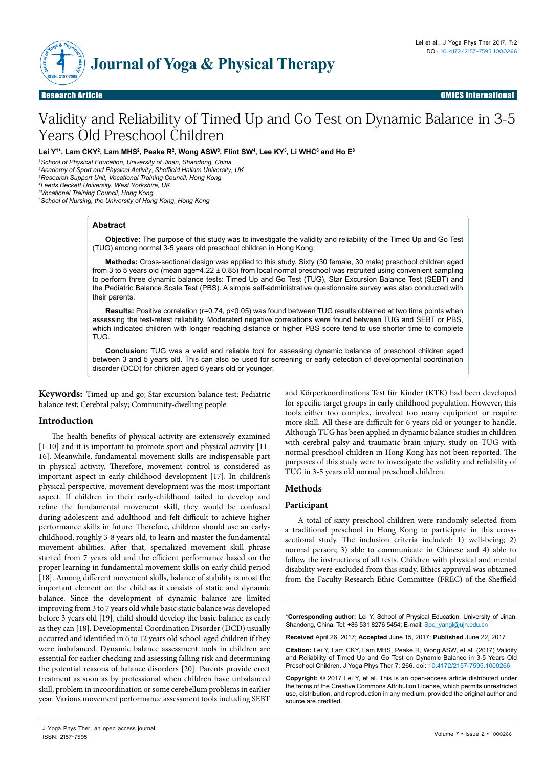# Validity and Reliability of Timed Up and Go Test on Dynamic Balance in 3-5 Years Old Preschool Children

**Lei Y[1*], Lam CKY[2], Lam MHS[2], Peake R[2], Wong ASW[3], Flint SW[4], Lee KY[5], Li WHC[6] and Ho E[6]**

[1]*School of Physical Education, University of Jinan, Shandong, China*
[2]*Academy of Sport and Physical Activity, Sheffield Hallam University, UK*
[3]*Research Support Unit, Vocational Training Council, Hong Kong*
[4]*Leeds Beckett University, West Yorkshire, UK*
[5]*Vocational Training Council, Hong Kong*
[6]*School of Nursing, the University of Hong Kong, Hong Kong*

## Abstract

**Objective:** The purpose of this study was to investigate the validity and reliability of the Timed Up and Go Test (TUG) among normal 3-5 years old preschool children in Hong Kong.

**Methods:** Cross-sectional design was applied to this study. Sixty (30 female, 30 male) preschool children aged from 3 to 5 years old (mean age=4.22 ± 0.85) from local normal preschool was recruited using convenient sampling to perform three dynamic balance tests: Timed Up and Go Test (TUG), Star Excursion Balance Test (SEBT) and the Pediatric Balance Scale Test (PBS). A simple self-administrative questionnaire survey was also conducted with their parents.

**Results:** Positive correlation ($r=0.74$, $p<0.05$) was found between TUG results obtained at two time points when assessing the test-retest reliability. Moderated negative correlations were found between TUG and SEBT or PBS, which indicated children with longer reaching distance or higher PBS score tend to use shorter time to complete TUG.

**Conclusion:** TUG was a valid and reliable tool for assessing dynamic balance of preschool children aged between 3 and 5 years old. This can also be used for screening or early detection of developmental coordination disorder (DCD) for children aged 6 years old or younger.

**Keywords:** Timed up and go; Star excursion balance test; Pediatric balance test; Cerebral palsy; Community-dwelling people

## Introduction

The health benefits of physical activity are extensively examined [1-10] and it is important to promote sport and physical activity [11-16]. Meanwhile, fundamental movement skills are indispensable part in physical activity. Therefore, movement control is considered as important aspect in early-childhood development [17]. In children's physical perspective, movement development was the most important aspect. If children in their early-childhood failed to develop and refine the fundamental movement skill, they would be confused during adolescent and adulthood and felt difficult to achieve higher performance skills in future. Therefore, children should use an early-childhood, roughly 3-8 years old, to learn and master the fundamental movement abilities. After that, specialized movement skill phrase started from 7 years old and the efficient performance based on the proper learning in fundamental movement skills on early child period [18]. Among different movement skills, balance of stability is most the important element on the child as it consists of static and dynamic balance. Since the development of dynamic balance are limited improving from 3 to 7 years old while basic static balance was developed before 3 years old [19], child should develop the basic balance as early as they can [18]. Developmental Coordination Disorder (DCD) usually occurred and identified in 6 to 12 years old school-aged children if they were imbalanced. Dynamic balance assessment tools in children are essential for earlier checking and assessing falling risk and determining the potential reasons of balance disorders [20]. Parents provide erect treatment as soon as by professional when children have unbalanced skill, problem in incoordination or some cerebellum problems in earlier year. Various movement performance assessment tools including SEBT and Körperkoordinations Test für Kinder (KTK) had been developed for specific target groups in early childhood population. However, this tools either too complex, involved too many equipment or require more skill. All these are difficult for 6 years old or younger to handle. Although TUG has been applied in dynamic balance studies in children with cerebral palsy and traumatic brain injury, study on TUG with normal preschool children in Hong Kong has not been reported. The purposes of this study were to investigate the validity and reliability of TUG in 3-5 years old normal preschool children.

## Methods

### Participant

A total of sixty preschool children were randomly selected from a traditional preschool in Hong Kong to participate in this cross-sectional study. The inclusion criteria included: 1) well-being; 2) normal person; 3) able to communicate in Chinese and 4) able to follow the instructions of all tests. Children with physical and mental disability were excluded from this study. Ethics approval was obtained from the Faculty Research Ethic Committee (FREC) of the Sheffield

**\*Corresponding author:** Lei Y, School of Physical Education, University of Jinan, Shandong, China, Tel: +86 531 8276 5454; E-mail: Spe_yangl@ujn.edu.cn

**Received** April 26, 2017; **Accepted** June 15, 2017; **Published** June 22, 2017

**Citation:** Lei Y, Lam CKY, Lam MHS, Peake R, Wong ASW, et al. (2017) Validity and Reliability of Timed Up and Go Test on Dynamic Balance in 3-5 Years Old Preschool Children. J Yoga Phys Ther 7: 266. doi: 10.4172/2157-7595.1000266

**Copyright:** © 2017 Lei Y, et al. This is an open-access article distributed under the terms of the Creative Commons Attribution License, which permits unrestricted use, distribution, and reproduction in any medium, provided the original author and source are credited.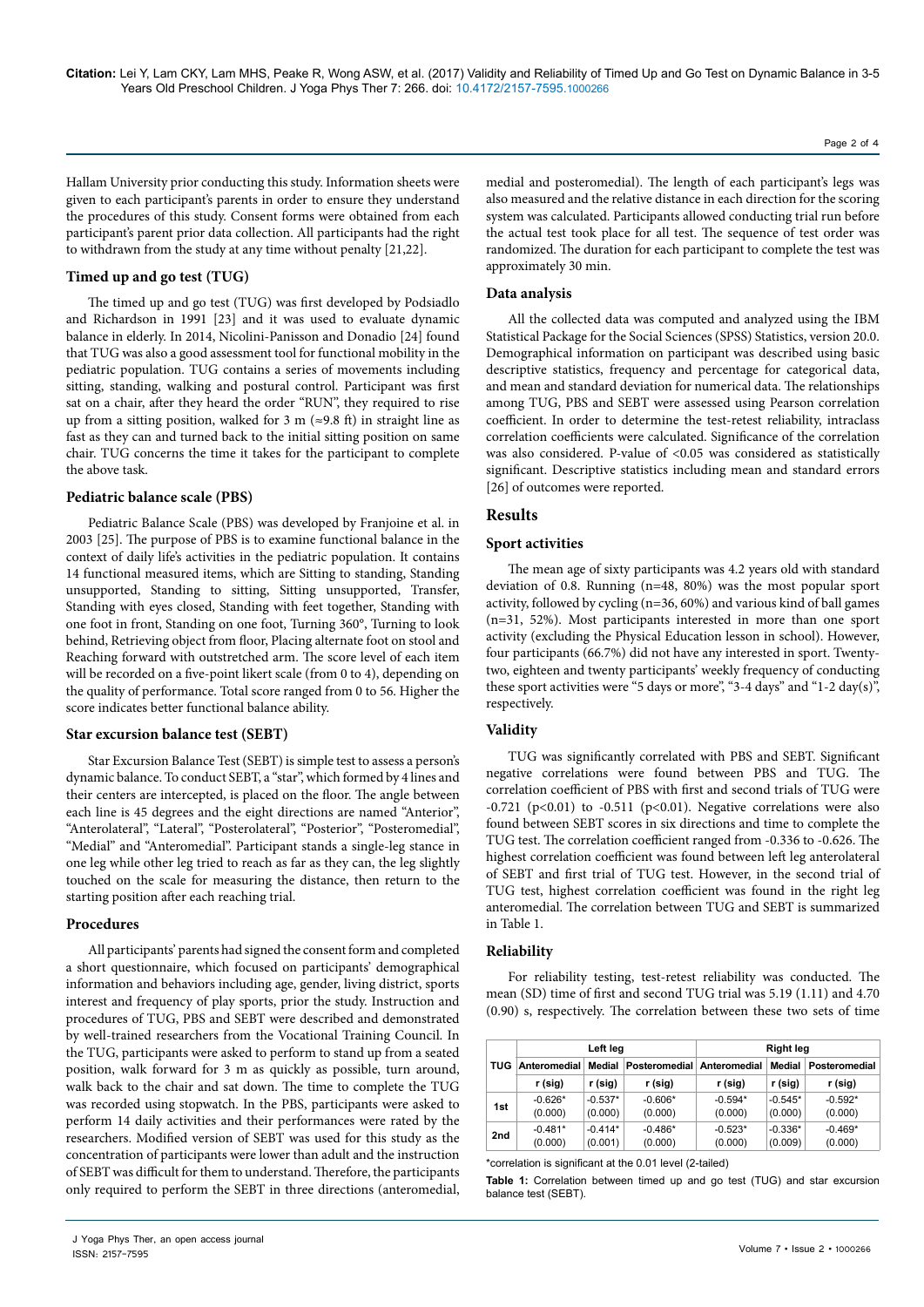Hallam University prior conducting this study. Information sheets were given to each participant's parents in order to ensure they understand the procedures of this study. Consent forms were obtained from each participant's parent prior data collection. All participants had the right to withdrawn from the study at any time without penalty [21,22].

### Timed up and go test (TUG)

The timed up and go test (TUG) was first developed by Podsiadlo and Richardson in 1991 [23] and it was used to evaluate dynamic balance in elderly. In 2014, Nicolini-Panisson and Donadio [24] found that TUG was also a good assessment tool for functional mobility in the pediatric population. TUG contains a series of movements including sitting, standing, walking and postural control. Participant was first sat on a chair, after they heard the order "RUN", they required to rise up from a sitting position, walked for 3 m (≈9.8 ft) in straight line as fast as they can and turned back to the initial sitting position on same chair. TUG concerns the time it takes for the participant to complete the above task.

### Pediatric balance scale (PBS)

Pediatric Balance Scale (PBS) was developed by Franjoine et al. in 2003 [25]. The purpose of PBS is to examine functional balance in the context of daily life's activities in the pediatric population. It contains 14 functional measured items, which are Sitting to standing, Standing unsupported, Standing to sitting, Sitting unsupported, Transfer, Standing with eyes closed, Standing with feet together, Standing with one foot in front, Standing on one foot, Turning 360°, Turning to look behind, Retrieving object from floor, Placing alternate foot on stool and Reaching forward with outstretched arm. The score level of each item will be recorded on a five-point likert scale (from 0 to 4), depending on the quality of performance. Total score ranged from 0 to 56. Higher the score indicates better functional balance ability.

### Star excursion balance test (SEBT)

Star Excursion Balance Test (SEBT) is simple test to assess a person's dynamic balance. To conduct SEBT, a "star", which formed by 4 lines and their centers are intercepted, is placed on the floor. The angle between each line is 45 degrees and the eight directions are named "Anterior", "Anterolateral", "Lateral", "Posterolateral", "Posterior", "Posteromedial", "Medial" and "Anteromedial". Participant stands a single-leg stance in one leg while other leg tried to reach as far as they can, the leg slightly touched on the scale for measuring the distance, then return to the starting position after each reaching trial.

### Procedures

All participants' parents had signed the consent form and completed a short questionnaire, which focused on participants' demographical information and behaviors including age, gender, living district, sports interest and frequency of play sports, prior the study. Instruction and procedures of TUG, PBS and SEBT were described and demonstrated by well-trained researchers from the Vocational Training Council. In the TUG, participants were asked to perform to stand up from a seated position, walk forward for 3 m as quickly as possible, turn around, walk back to the chair and sat down. The time to complete the TUG was recorded using stopwatch. In the PBS, participants were asked to perform 14 daily activities and their performances were rated by the researchers. Modified version of SEBT was used for this study as the concentration of participants were lower than adult and the instruction of SEBT was difficult for them to understand. Therefore, the participants only required to perform the SEBT in three directions (anteromedial, medial and posteromedial). The length of each participant's legs was also measured and the relative distance in each direction for the scoring system was calculated. Participants allowed conducting trial run before the actual test took place for all test. The sequence of test order was randomized. The duration for each participant to complete the test was approximately 30 min.

### Data analysis

All the collected data was computed and analyzed using the IBM Statistical Package for the Social Sciences (SPSS) Statistics, version 20.0. Demographical information on participant was described using basic descriptive statistics, frequency and percentage for categorical data, and mean and standard deviation for numerical data. The relationships among TUG, PBS and SEBT were assessed using Pearson correlation coefficient. In order to determine the test-retest reliability, intraclass correlation coefficients were calculated. Significance of the correlation was also considered. P-value of <0.05 was considered as statistically significant. Descriptive statistics including mean and standard errors [26] of outcomes were reported.

## Results

### Sport activities

The mean age of sixty participants was 4.2 years old with standard deviation of 0.8. Running (n=48, 80%) was the most popular sport activity, followed by cycling (n=36, 60%) and various kind of ball games (n=31, 52%). Most participants interested in more than one sport activity (excluding the Physical Education lesson in school). However, four participants (66.7%) did not have any interested in sport. Twenty-two, eighteen and twenty participants' weekly frequency of conducting these sport activities were "5 days or more", "3-4 days" and "1-2 day(s)", respectively.

### Validity

TUG was significantly correlated with PBS and SEBT. Significant negative correlations were found between PBS and TUG. The correlation coefficient of PBS with first and second trials of TUG were -0.721 ($p<0.01$) to -0.511 ($p<0.01$). Negative correlations were also found between SEBT scores in six directions and time to complete the TUG test. The correlation coefficient ranged from -0.336 to -0.626. The highest correlation coefficient was found between left leg anterolateral of SEBT and first trial of TUG test. However, in the second trial of TUG test, highest correlation coefficient was found in the right leg anteromedial. The correlation between TUG and SEBT is summarized in Table 1.

### Reliability

For reliability testing, test-retest reliability was conducted. The mean (SD) time of first and second TUG trial was 5.19 (1.11) and 4.70 (0.90) s, respectively. The correlation between these two sets of time

| TUG | Left leg | | | Right leg | | |
|---|---|---|---|---|---|---|
| | Anteromedial | Medial | Posteromedial | Anteromedial | Medial | Posteromedial |
| | r (sig) | r (sig) | r (sig) | r (sig) | r (sig) | r (sig) |
| 1st | -0.626* (0.000) | -0.537* (0.000) | -0.606* (0.000) | -0.594* (0.000) | -0.545* (0.000) | -0.592* (0.000) |
| 2nd | -0.481* (0.000) | -0.414* (0.001) | -0.486* (0.000) | -0.523* (0.000) | -0.336* (0.009) | -0.469* (0.000) |

*correlation is significant at the 0.01 level (2-tailed)

**Table 1:** Correlation between timed up and go test (TUG) and star excursion balance test (SEBT).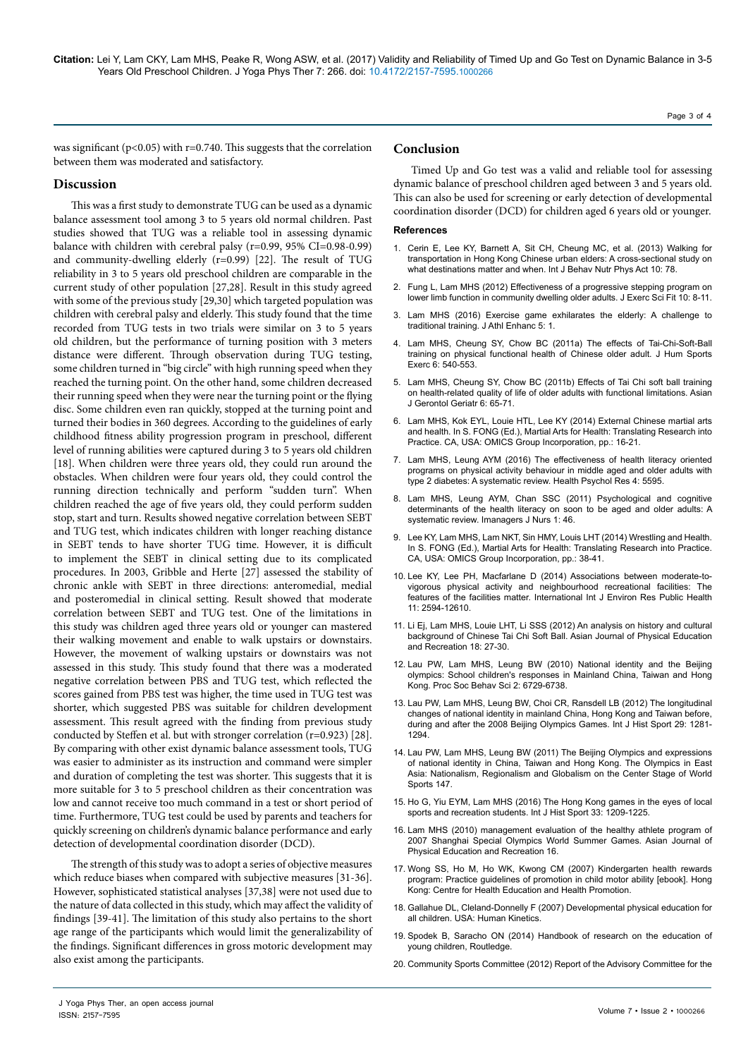was significant ($p<0.05$) with $r=0.740$. This suggests that the correlation between them was moderated and satisfactory.

## Discussion

This was a first study to demonstrate TUG can be used as a dynamic balance assessment tool among 3 to 5 years old normal children. Past studies showed that TUG was a reliable tool in assessing dynamic balance with children with cerebral palsy ($r=0.99$, 95% CI=0.98-0.99) and community-dwelling elderly ($r=0.99$) [22]. The result of TUG reliability in 3 to 5 years old preschool children are comparable in the current study of other population [27,28]. Result in this study agreed with some of the previous study [29,30] which targeted population was children with cerebral palsy and elderly. This study found that the time recorded from TUG tests in two trials were similar on 3 to 5 years old children, but the performance of turning position with 3 meters distance were different. Through observation during TUG testing, some children turned in "big circle" with high running speed when they reached the turning point. On the other hand, some children decreased their running speed when they were near the turning point or the flying disc. Some children even ran quickly, stopped at the turning point and turned their bodies in 360 degrees. According to the guidelines of early childhood fitness ability progression program in preschool, different level of running abilities were captured during 3 to 5 years old children [18]. When children were three years old, they could run around the obstacles. When children were four years old, they could control the running direction technically and perform "sudden turn". When children reached the age of five years old, they could perform sudden stop, start and turn. Results showed negative correlation between SEBT and TUG test, which indicates children with longer reaching distance in SEBT tends to have shorter TUG time. However, it is difficult to implement the SEBT in clinical setting due to its complicated procedures. In 2003, Gribble and Herte [27] assessed the stability of chronic ankle with SEBT in three directions: anteromedial, medial and posteromedial in clinical setting. Result showed that moderate correlation between SEBT and TUG test. One of the limitations in this study was children aged three years old or younger can mastered their walking movement and enable to walk upstairs or downstairs. However, the movement of walking upstairs or downstairs was not assessed in this study. This study found that there was a moderated negative correlation between PBS and TUG test, which reflected the scores gained from PBS test was higher, the time used in TUG test was shorter, which suggested PBS was suitable for children development assessment. This result agreed with the finding from previous study conducted by Steffen et al. but with stronger correlation ($r=0.923$) [28]. By comparing with other exist dynamic balance assessment tools, TUG was easier to administer as its instruction and command were simpler and duration of completing the test was shorter. This suggests that it is more suitable for 3 to 5 preschool children as their concentration was low and cannot receive too much command in a test or short period of time. Furthermore, TUG test could be used by parents and teachers for quickly screening on children's dynamic balance performance and early detection of developmental coordination disorder (DCD).

The strength of this study was to adopt a series of objective measures which reduce biases when compared with subjective measures [31-36]. However, sophisticated statistical analyses [37,38] were not used due to the nature of data collected in this study, which may affect the validity of findings [39-41]. The limitation of this study also pertains to the short age range of the participants which would limit the generalizability of the findings. Significant differences in gross motoric development may also exist among the participants.

## Conclusion

Timed Up and Go test was a valid and reliable tool for assessing dynamic balance of preschool children aged between 3 and 5 years old. This can also be used for screening or early detection of developmental coordination disorder (DCD) for children aged 6 years old or younger.

### References

1. Cerin E, Lee KY, Barnett A, Sit CH, Cheung MC, et al. (2013) Walking for transportation in Hong Kong Chinese urban elders: A cross-sectional study on what destinations matter and when. Int J Behav Nutr Phys Act 10: 78.
2. Fung L, Lam MHS (2012) Effectiveness of a progressive stepping program on lower limb function in community dwelling older adults. J Exerc Sci Fit 10: 8-11.
3. Lam MHS (2016) Exercise game exhilarates the elderly: A challenge to traditional training. J Athl Enhanc 5: 1.
4. Lam MHS, Cheung SY, Chow BC (2011a) The effects of Tai-Chi-Soft-Ball training on physical functional health of Chinese older adult. J Hum Sports Exerc 6: 540-553.
5. Lam MHS, Cheung SY, Chow BC (2011b) Effects of Tai Chi soft ball training on health-related quality of life of older adults with functional limitations. Asian J Gerontol Geriatr 6: 65-71.
6. Lam MHS, Kok EYL, Louie HTL, Lee KY (2014) External Chinese martial arts and health. In S. FONG (Ed.), Martial Arts for Health: Translating Research into Practice. CA, USA: OMICS Group Incorporation, pp.: 16-21.
7. Lam MHS, Leung AYM (2016) The effectiveness of health literacy oriented programs on physical activity behaviour in middle aged and older adults with type 2 diabetes: A systematic review. Health Psychol Res 4: 5595.
8. Lam MHS, Leung AYM, Chan SSC (2011) Psychological and cognitive determinants of the health literacy on soon to be aged and older adults: A systematic review. Imanagers J Nurs 1: 46.
9. Lee KY, Lam MHS, Lam NKT, Sin HMY, Louis LHT (2014) Wrestling and Health. In S. FONG (Ed.), Martial Arts for Health: Translating Research into Practice. CA, USA: OMICS Group Incorporation, pp.: 38-41.
10. Lee KY, Lee PH, Macfarlane D (2014) Associations between moderate-to-vigorous physical activity and neighbourhood recreational facilities: The features of the facilities matter. International Int J Environ Res Public Health 11: 2594-12610.
11. Li Ej, Lam MHS, Louie LHT, Li SSS (2012) An analysis on history and cultural background of Chinese Tai Chi Soft Ball. Asian Journal of Physical Education and Recreation 18: 27-30.
12. Lau PW, Lam MHS, Leung BW (2010) National identity and the Beijing olympics: School children's responses in Mainland China, Taiwan and Hong Kong. Proc Soc Behav Sci 2: 6729-6738.
13. Lau PW, Lam MHS, Leung BW, Choi CR, Ransdell LB (2012) The longitudinal changes of national identity in mainland China, Hong Kong and Taiwan before, during and after the 2008 Beijing Olympics Games. Int J Hist Sport 29: 1281-1294.
14. Lau PW, Lam MHS, Leung BW (2011) The Beijing Olympics and expressions of national identity in China, Taiwan and Hong Kong. The Olympics in East Asia: Nationalism, Regionalism and Globalism on the Center Stage of World Sports 147.
15. Ho G, Yiu EYM, Lam MHS (2016) The Hong Kong games in the eyes of local sports and recreation students. Int J Hist Sport 33: 1209-1225.
16. Lam MHS (2010) management evaluation of the healthy athlete program of 2007 Shanghai Special Olympics World Summer Games. Asian Journal of Physical Education and Recreation 16.
17. Wong SS, Ho M, Ho WK, Kwong CM (2007) Kindergarten health rewards program: Practice guidelines of promotion in child motor ability [ebook]. Hong Kong: Centre for Health Education and Health Promotion.
18. Gallahue DL, Cleland-Donnelly F (2007) Developmental physical education for all children. USA: Human Kinetics.
19. Spodek B, Saracho ON (2014) Handbook of research on the education of young children, Routledge.
20. Community Sports Committee (2012) Report of the Advisory Committee for the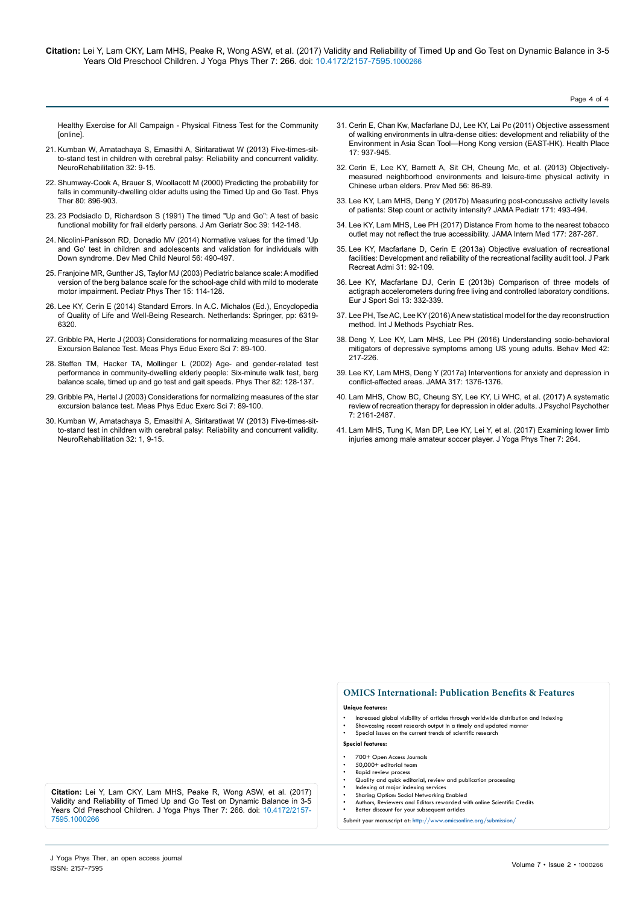Healthy Exercise for All Campaign - Physical Fitness Test for the Community [online].

21. Kumban W, Amatachaya S, Emasithi A, Siritaratiwat W (2013) Five-times-sit-to-stand test in children with cerebral palsy: Reliability and concurrent validity. NeuroRehabilitation 32: 9-15.
22. Shumway-Cook A, Brauer S, Woollacott M (2000) Predicting the probability for falls in community-dwelling older adults using the Timed Up and Go Test. Phys Ther 80: 896-903.
23. 23 Podsiadlo D, Richardson S (1991) The timed "Up and Go": A test of basic functional mobility for frail elderly persons. J Am Geriatr Soc 39: 142-148.
24. Nicolini-Panisson RD, Donadio MV (2014) Normative values for the timed 'Up and Go' test in children and adolescents and validation for individuals with Down syndrome. Dev Med Child Neurol 56: 490-497.
25. Franjoine MR, Gunther JS, Taylor MJ (2003) Pediatric balance scale: A modified version of the berg balance scale for the school-age child with mild to moderate motor impairment. Pediatr Phys Ther 15: 114-128.
26. Lee KY, Cerin E (2014) Standard Errors. In A.C. Michalos (Ed.), Encyclopedia of Quality of Life and Well-Being Research. Netherlands: Springer, pp: 6319-6320.
27. Gribble PA, Herte J (2003) Considerations for normalizing measures of the Star Excursion Balance Test. Meas Phys Educ Exerc Sci 7: 89-100.
28. Steffen TM, Hacker TA, Mollinger L (2002) Age- and gender-related test performance in community-dwelling elderly people: Six-minute walk test, berg balance scale, timed up and go test and gait speeds. Phys Ther 82: 128-137.
29. Gribble PA, Hertel J (2003) Considerations for normalizing measures of the star excursion balance test. Meas Phys Educ Exerc Sci 7: 89-100.
30. Kumban W, Amatachaya S, Emasithi A, Siritaratiwat W (2013) Five-times-sit-to-stand test in children with cerebral palsy: Reliability and concurrent validity. NeuroRehabilitation 32: 1, 9-15.
31. Cerin E, Chan Kw, Macfarlane DJ, Lee KY, Lai Pc (2011) Objective assessment of walking environments in ultra-dense cities: development and reliability of the Environment in Asia Scan Tool—Hong Kong version (EAST-HK). Health Place 17: 937-945.
32. Cerin E, Lee KY, Barnett A, Sit CH, Cheung Mc, et al. (2013) Objectively-measured neighborhood environments and leisure-time physical activity in Chinese urban elders. Prev Med 56: 86-89.
33. Lee KY, Lam MHS, Deng Y (2017b) Measuring post-concussive activity levels of patients: Step count or activity intensity? JAMA Pediatr 171: 493-494.
34. Lee KY, Lam MHS, Lee PH (2017) Distance From home to the nearest tobacco outlet may not reflect the true accessibility. JAMA Intern Med 177: 287-287.
35. Lee KY, Macfarlane D, Cerin E (2013a) Objective evaluation of recreational facilities: Development and reliability of the recreational facility audit tool. J Park Recreat Admi 31: 92-109.
36. Lee KY, Macfarlane DJ, Cerin E (2013b) Comparison of three models of actigraph accelerometers during free living and controlled laboratory conditions. Eur J Sport Sci 13: 332-339.
37. Lee PH, Tse AC, Lee KY (2016) A new statistical model for the day reconstruction method. Int J Methods Psychiatr Res.
38. Deng Y, Lee KY, Lam MHS, Lee PH (2016) Understanding socio-behavioral mitigators of depressive symptoms among US young adults. Behav Med 42: 217-226.
39. Lee KY, Lam MHS, Deng Y (2017a) Interventions for anxiety and depression in conflict-affected areas. JAMA 317: 1376-1376.
40. Lam MHS, Chow BC, Cheung SY, Lee KY, Li WHC, et al. (2017) A systematic review of recreation therapy for depression in older adults. J Psychol Psychother 7: 2161-2487.
41. Lam MHS, Tung K, Man DP, Lee KY, Lei Y, et al. (2017) Examining lower limb injuries among male amateur soccer player. J Yoga Phys Ther 7: 264.

**Citation:** Lei Y, Lam CKY, Lam MHS, Peake R, Wong ASW, et al. (2017) Validity and Reliability of Timed Up and Go Test on Dynamic Balance in 3-5 Years Old Preschool Children. J Yoga Phys Ther 7: 266. doi: 10.4172/2157-7595.1000266

### OMICS International: Publication Benefits & Features

**Unique features:**

- Increased global visibility of articles through worldwide distribution and indexing
- Showcasing recent research output in a timely and updated manner
- Special issues on the current trends of scientific research

**Special features:**

- 700+ Open Access Journals
- 50,000+ editorial team
- Rapid review process
- Quality and quick editorial, review and publication processing
- Indexing at major indexing services
- Sharing Option: Social Networking Enabled
- Authors, Reviewers and Editors rewarded with online Scientific Credits
- Better discount for your subsequent articles

Submit your manuscript at: http://www.omicsonline.org/submission/